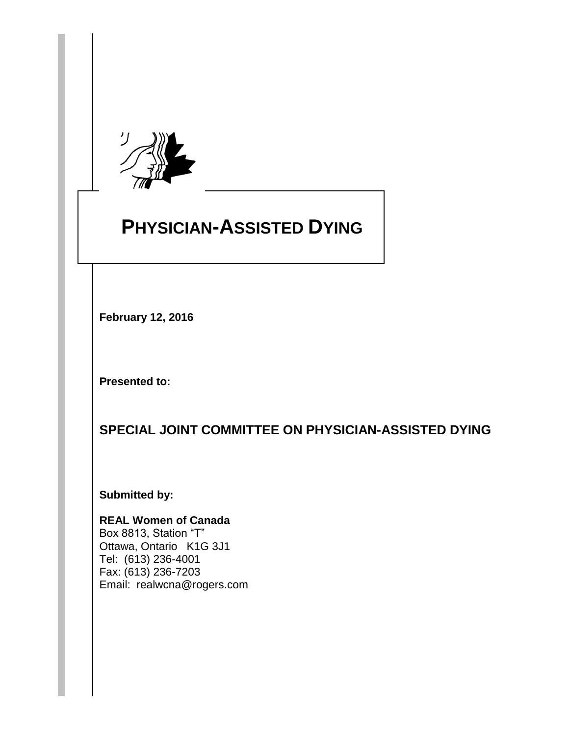# PHYSICIAN-ASSISTED DYING

**February 12, 2016**

**Presented to:**

## SPECIAL JOINT COMMITTEE ON PHYSICIAN-ASSISTED DYING

**Submitted by:**

**REAL Women of Canada**
Box 8813, Station "T"
Ottawa, Ontario K1G 3J1
Tel: (613) 236-4001
Fax: (613) 236-7203
Email: realwcna@rogers.com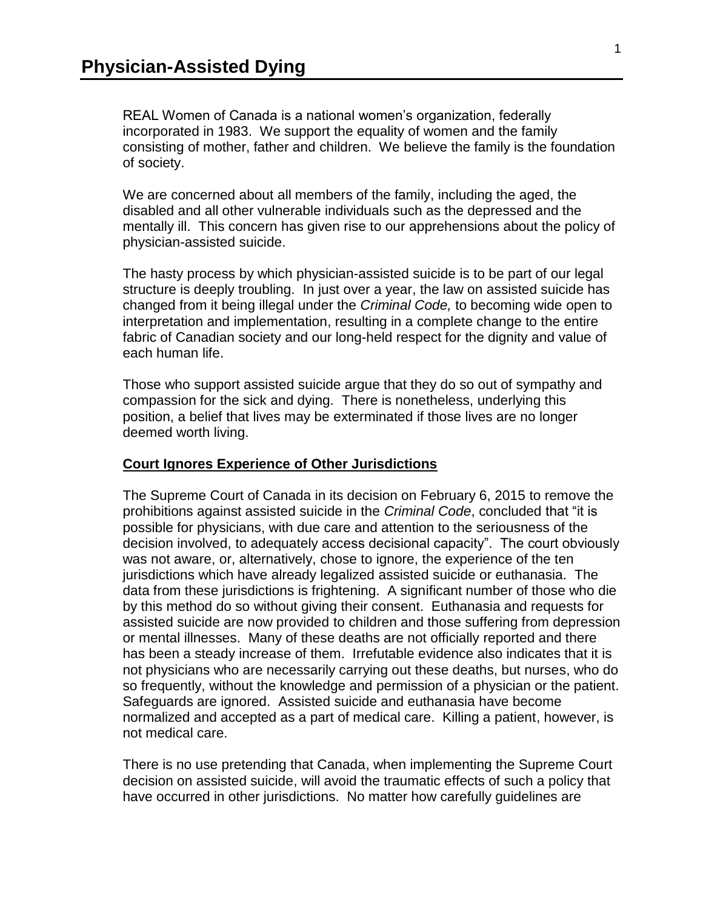# Physician-Assisted Dying

REAL Women of Canada is a national women's organization, federally incorporated in 1983. We support the equality of women and the family consisting of mother, father and children. We believe the family is the foundation of society.

We are concerned about all members of the family, including the aged, the disabled and all other vulnerable individuals such as the depressed and the mentally ill. This concern has given rise to our apprehensions about the policy of physician-assisted suicide.

The hasty process by which physician-assisted suicide is to be part of our legal structure is deeply troubling. In just over a year, the law on assisted suicide has changed from it being illegal under the *Criminal Code,* to becoming wide open to interpretation and implementation, resulting in a complete change to the entire fabric of Canadian society and our long-held respect for the dignity and value of each human life.

Those who support assisted suicide argue that they do so out of sympathy and compassion for the sick and dying. There is nonetheless, underlying this position, a belief that lives may be exterminated if those lives are no longer deemed worth living.

**Court Ignores Experience of Other Jurisdictions**

The Supreme Court of Canada in its decision on February 6, 2015 to remove the prohibitions against assisted suicide in the *Criminal Code*, concluded that "it is possible for physicians, with due care and attention to the seriousness of the decision involved, to adequately access decisional capacity". The court obviously was not aware, or, alternatively, chose to ignore, the experience of the ten jurisdictions which have already legalized assisted suicide or euthanasia. The data from these jurisdictions is frightening. A significant number of those who die by this method do so without giving their consent. Euthanasia and requests for assisted suicide are now provided to children and those suffering from depression or mental illnesses. Many of these deaths are not officially reported and there has been a steady increase of them. Irrefutable evidence also indicates that it is not physicians who are necessarily carrying out these deaths, but nurses, who do so frequently, without the knowledge and permission of a physician or the patient. Safeguards are ignored. Assisted suicide and euthanasia have become normalized and accepted as a part of medical care. Killing a patient, however, is not medical care.

There is no use pretending that Canada, when implementing the Supreme Court decision on assisted suicide, will avoid the traumatic effects of such a policy that have occurred in other jurisdictions. No matter how carefully guidelines are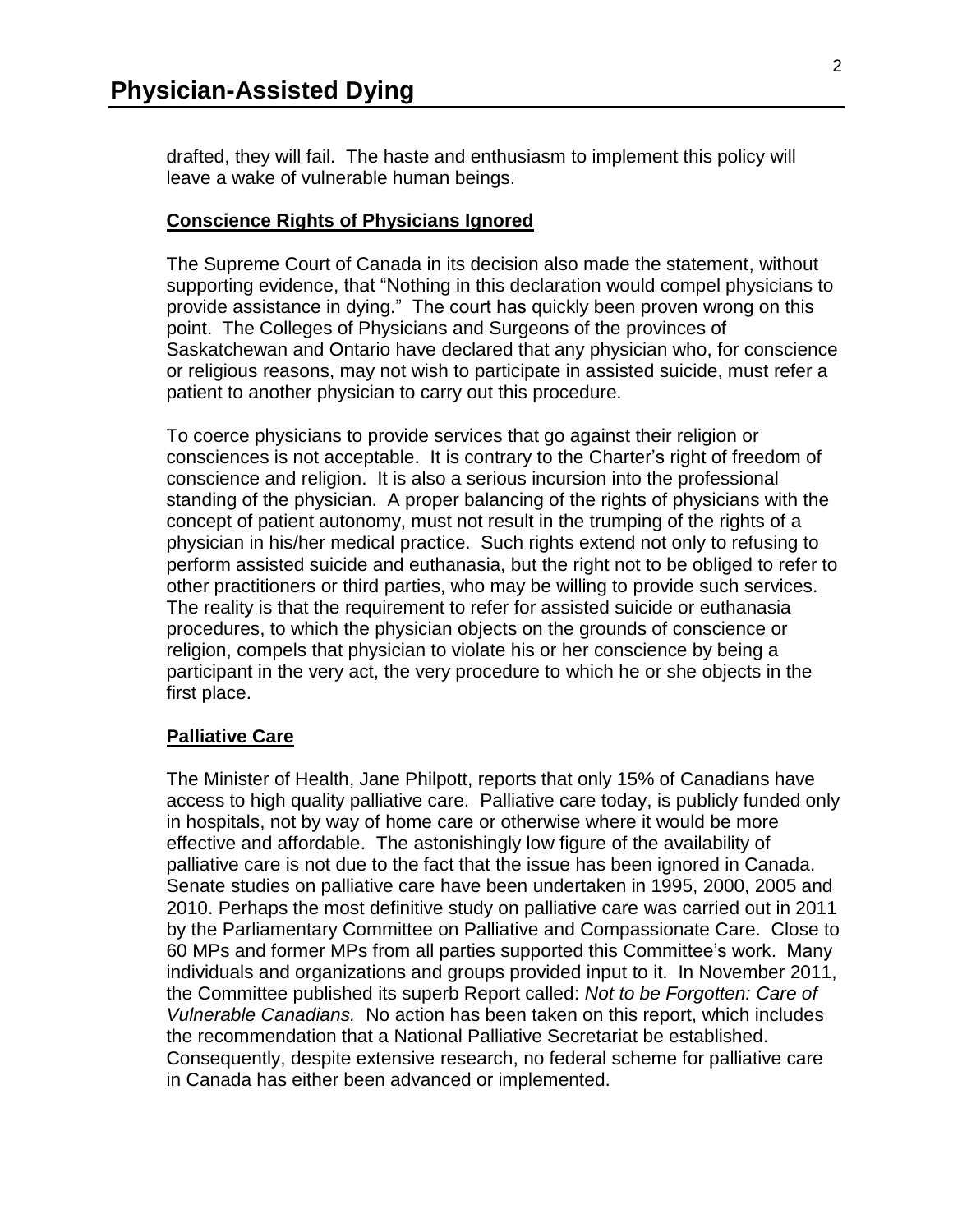drafted, they will fail. The haste and enthusiasm to implement this policy will leave a wake of vulnerable human beings.

### Conscience Rights of Physicians Ignored

The Supreme Court of Canada in its decision also made the statement, without supporting evidence, that "Nothing in this declaration would compel physicians to provide assistance in dying." The court has quickly been proven wrong on this point. The Colleges of Physicians and Surgeons of the provinces of Saskatchewan and Ontario have declared that any physician who, for conscience or religious reasons, may not wish to participate in assisted suicide, must refer a patient to another physician to carry out this procedure.

To coerce physicians to provide services that go against their religion or consciences is not acceptable. It is contrary to the Charter's right of freedom of conscience and religion. It is also a serious incursion into the professional standing of the physician. A proper balancing of the rights of physicians with the concept of patient autonomy, must not result in the trumping of the rights of a physician in his/her medical practice. Such rights extend not only to refusing to perform assisted suicide and euthanasia, but the right not to be obliged to refer to other practitioners or third parties, who may be willing to provide such services. The reality is that the requirement to refer for assisted suicide or euthanasia procedures, to which the physician objects on the grounds of conscience or religion, compels that physician to violate his or her conscience by being a participant in the very act, the very procedure to which he or she objects in the first place.

### Palliative Care

The Minister of Health, Jane Philpott, reports that only 15% of Canadians have access to high quality palliative care. Palliative care today, is publicly funded only in hospitals, not by way of home care or otherwise where it would be more effective and affordable. The astonishingly low figure of the availability of palliative care is not due to the fact that the issue has been ignored in Canada. Senate studies on palliative care have been undertaken in 1995, 2000, 2005 and 2010. Perhaps the most definitive study on palliative care was carried out in 2011 by the Parliamentary Committee on Palliative and Compassionate Care. Close to 60 MPs and former MPs from all parties supported this Committee's work. Many individuals and organizations and groups provided input to it. In November 2011, the Committee published its superb Report called: *Not to be Forgotten: Care of Vulnerable Canadians.* No action has been taken on this report, which includes the recommendation that a National Palliative Secretariat be established. Consequently, despite extensive research, no federal scheme for palliative care in Canada has either been advanced or implemented.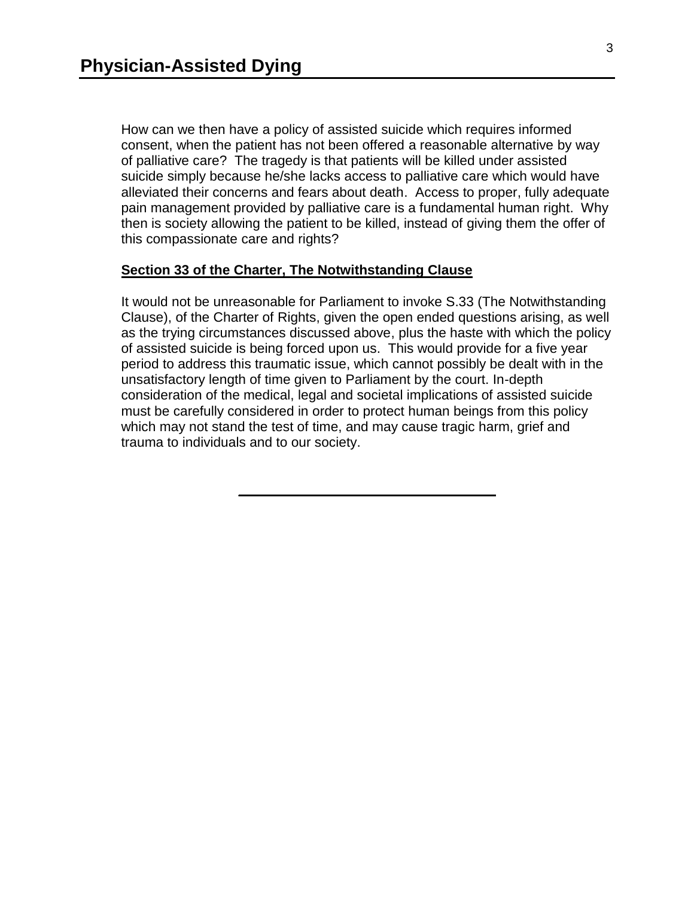How can we then have a policy of assisted suicide which requires informed consent, when the patient has not been offered a reasonable alternative by way of palliative care? The tragedy is that patients will be killed under assisted suicide simply because he/she lacks access to palliative care which would have alleviated their concerns and fears about death. Access to proper, fully adequate pain management provided by palliative care is a fundamental human right. Why then is society allowing the patient to be killed, instead of giving them the offer of this compassionate care and rights?

**Section 33 of the Charter, The Notwithstanding Clause**

It would not be unreasonable for Parliament to invoke S.33 (The Notwithstanding Clause), of the Charter of Rights, given the open ended questions arising, as well as the trying circumstances discussed above, plus the haste with which the policy of assisted suicide is being forced upon us. This would provide for a five year period to address this traumatic issue, which cannot possibly be dealt with in the unsatisfactory length of time given to Parliament by the court. In-depth consideration of the medical, legal and societal implications of assisted suicide must be carefully considered in order to protect human beings from this policy which may not stand the test of time, and may cause tragic harm, grief and trauma to individuals and to our society.

---